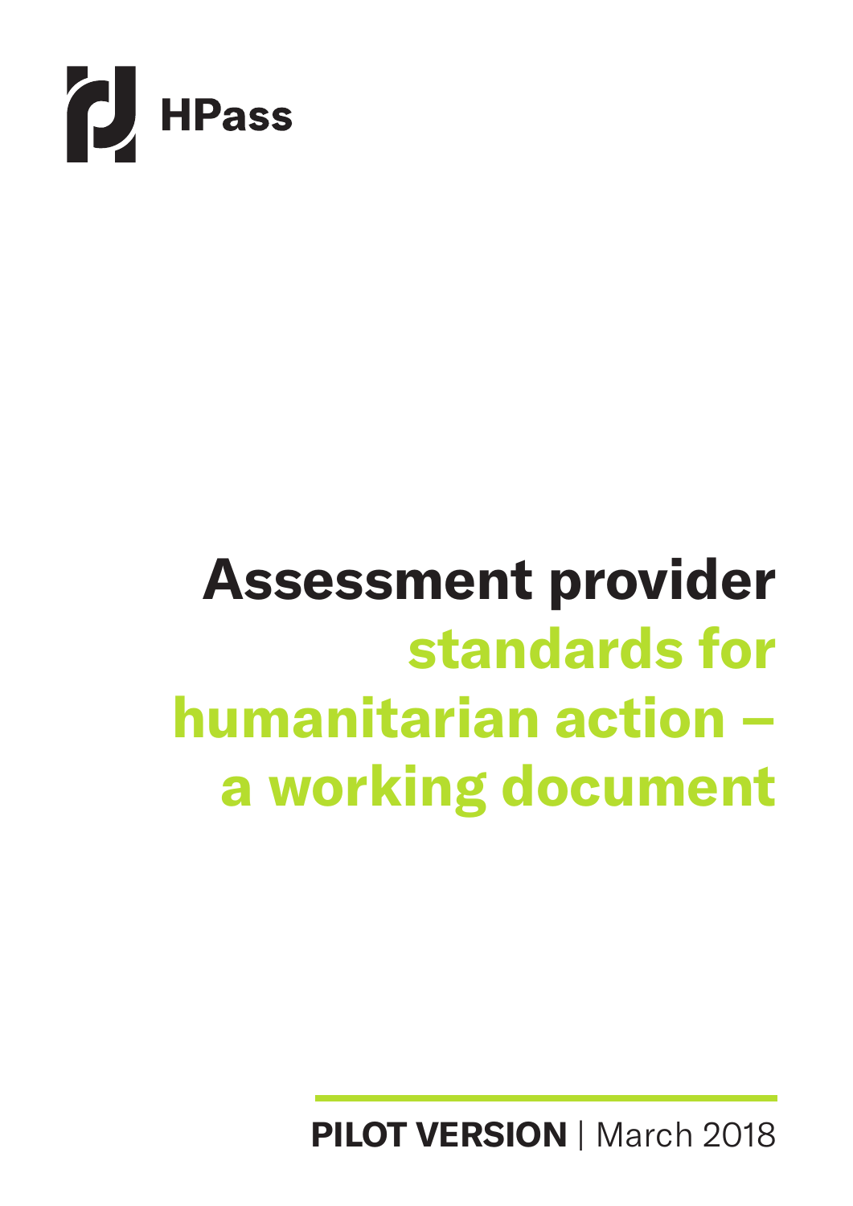**HPass**

# Assessment provider standards for humanitarian action – a working document

**PILOT VERSION** | March 2018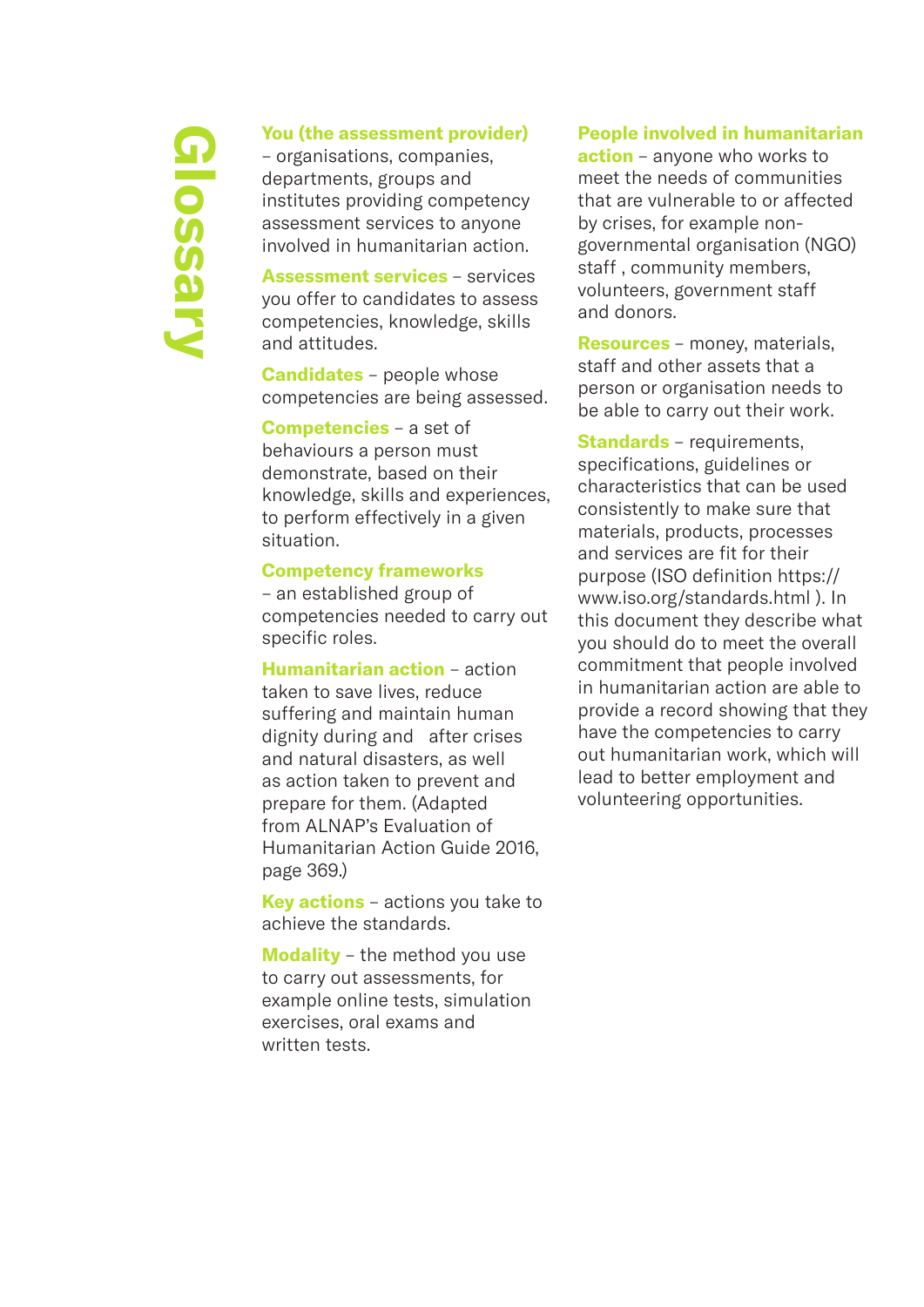# Glossary

**You (the assessment provider)** – organisations, companies, departments, groups and institutes providing competency assessment services to anyone involved in humanitarian action.

**Assessment services** – services you offer to candidates to assess competencies, knowledge, skills and attitudes.

**Candidates** – people whose competencies are being assessed.

**Competencies** – a set of behaviours a person must demonstrate, based on their knowledge, skills and experiences, to perform effectively in a given situation.

**Competency frameworks** – an established group of competencies needed to carry out specific roles.

**Humanitarian action** – action taken to save lives, reduce suffering and maintain human dignity during and after crises and natural disasters, as well as action taken to prevent and prepare for them. (Adapted from ALNAP's Evaluation of Humanitarian Action Guide 2016, page 369.)

**Key actions** – actions you take to achieve the standards.

**Modality** – the method you use to carry out assessments, for example online tests, simulation exercises, oral exams and written tests.

**People involved in humanitarian action** – anyone who works to meet the needs of communities that are vulnerable to or affected by crises, for example non-governmental organisation (NGO) staff , community members, volunteers, government staff and donors.

**Resources** – money, materials, staff and other assets that a person or organisation needs to be able to carry out their work.

**Standards** – requirements, specifications, guidelines or characteristics that can be used consistently to make sure that materials, products, processes and services are fit for their purpose (ISO definition https://www.iso.org/standards.html ). In this document they describe what you should do to meet the overall commitment that people involved in humanitarian action are able to provide a record showing that they have the competencies to carry out humanitarian work, which will lead to better employment and volunteering opportunities.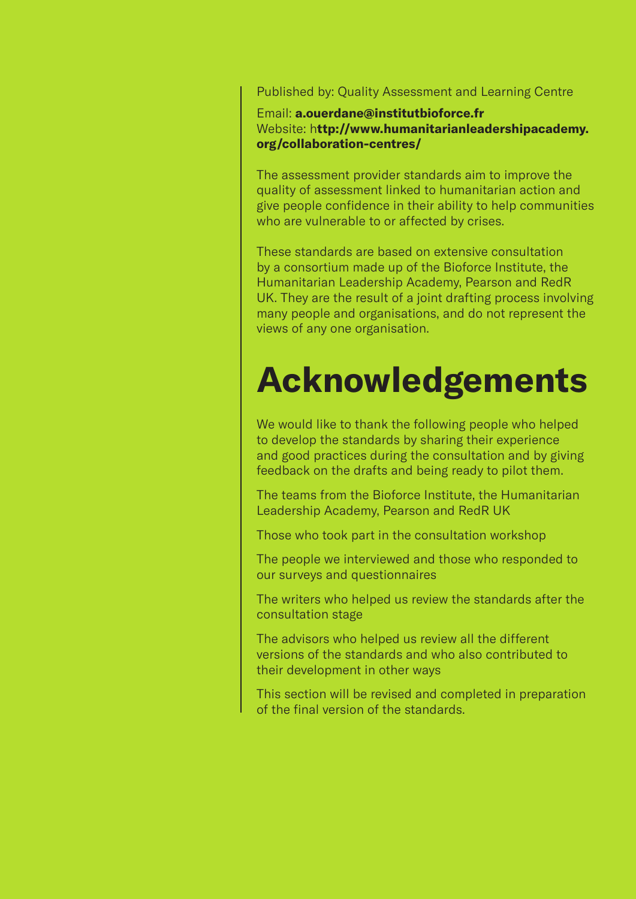Published by: Quality Assessment and Learning Centre

Email: **a.ouerdane@institutbioforce.fr**
Website: h**ttp://www.humanitarianleadershipacademy.org/collaboration-centres/**

The assessment provider standards aim to improve the quality of assessment linked to humanitarian action and give people confidence in their ability to help communities who are vulnerable to or affected by crises.

These standards are based on extensive consultation by a consortium made up of the Bioforce Institute, the Humanitarian Leadership Academy, Pearson and RedR UK. They are the result of a joint drafting process involving many people and organisations, and do not represent the views of any one organisation.

# Acknowledgements

We would like to thank the following people who helped to develop the standards by sharing their experience and good practices during the consultation and by giving feedback on the drafts and being ready to pilot them.

The teams from the Bioforce Institute, the Humanitarian Leadership Academy, Pearson and RedR UK

Those who took part in the consultation workshop

The people we interviewed and those who responded to our surveys and questionnaires

The writers who helped us review the standards after the consultation stage

The advisors who helped us review all the different versions of the standards and who also contributed to their development in other ways

This section will be revised and completed in preparation of the final version of the standards.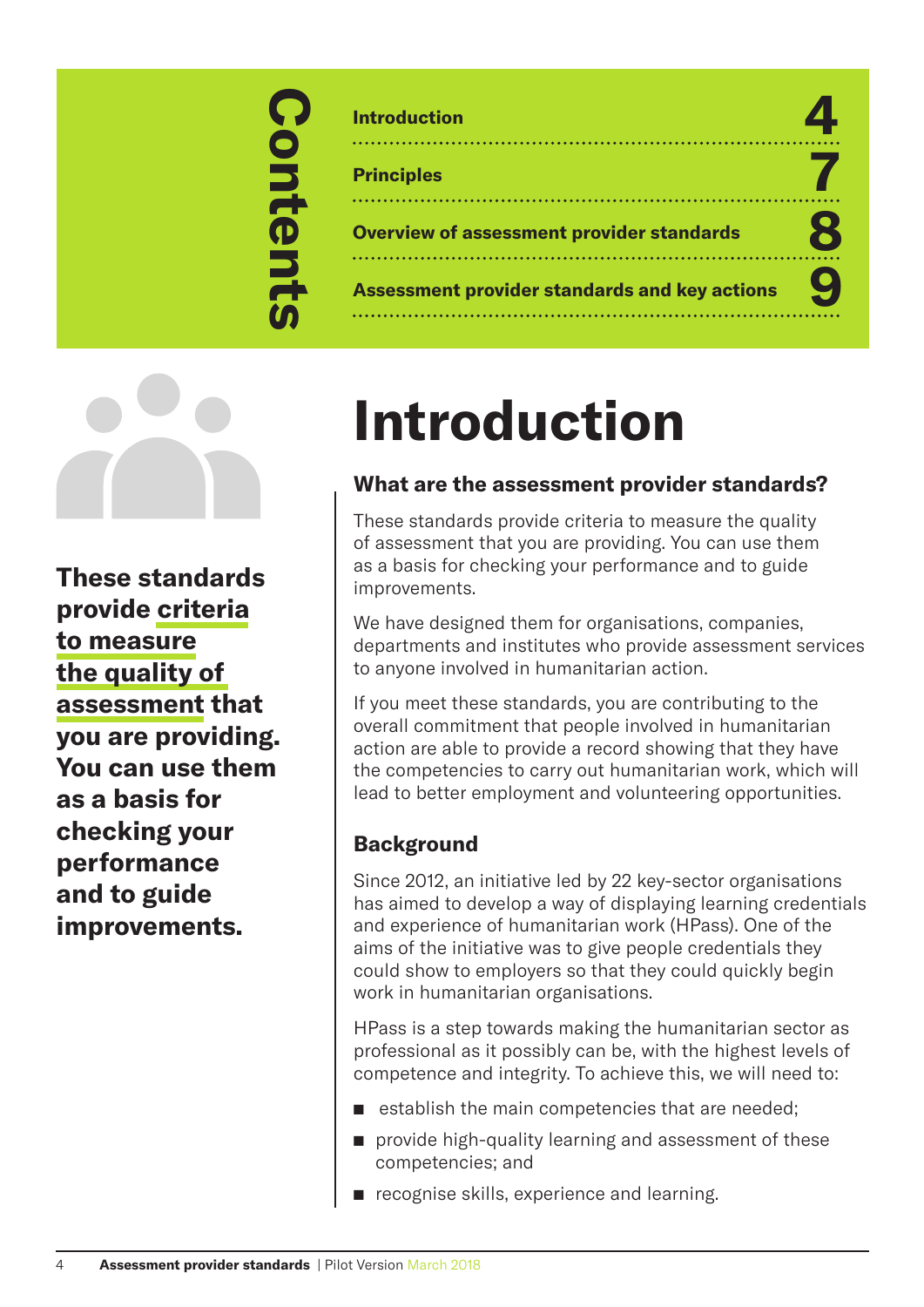# Contents

| | |
|---|---|
| **Introduction** | **4** |
| **Principles** | **7** |
| **Overview of assessment provider standards** | **8** |
| **Assessment provider standards and key actions** | **9** |

**These standards provide criteria to measure the quality of assessment that you are providing. You can use them as a basis for checking your performance and to guide improvements.**

# Introduction

### What are the assessment provider standards?

These standards provide criteria to measure the quality of assessment that you are providing. You can use them as a basis for checking your performance and to guide improvements.

We have designed them for organisations, companies, departments and institutes who provide assessment services to anyone involved in humanitarian action.

If you meet these standards, you are contributing to the overall commitment that people involved in humanitarian action are able to provide a record showing that they have the competencies to carry out humanitarian work, which will lead to better employment and volunteering opportunities.

### Background

Since 2012, an initiative led by 22 key-sector organisations has aimed to develop a way of displaying learning credentials and experience of humanitarian work (HPass). One of the aims of the initiative was to give people credentials they could show to employers so that they could quickly begin work in humanitarian organisations.

HPass is a step towards making the humanitarian sector as professional as it possibly can be, with the highest levels of competence and integrity. To achieve this, we will need to:

- establish the main competencies that are needed;
- provide high-quality learning and assessment of these competencies; and
- recognise skills, experience and learning.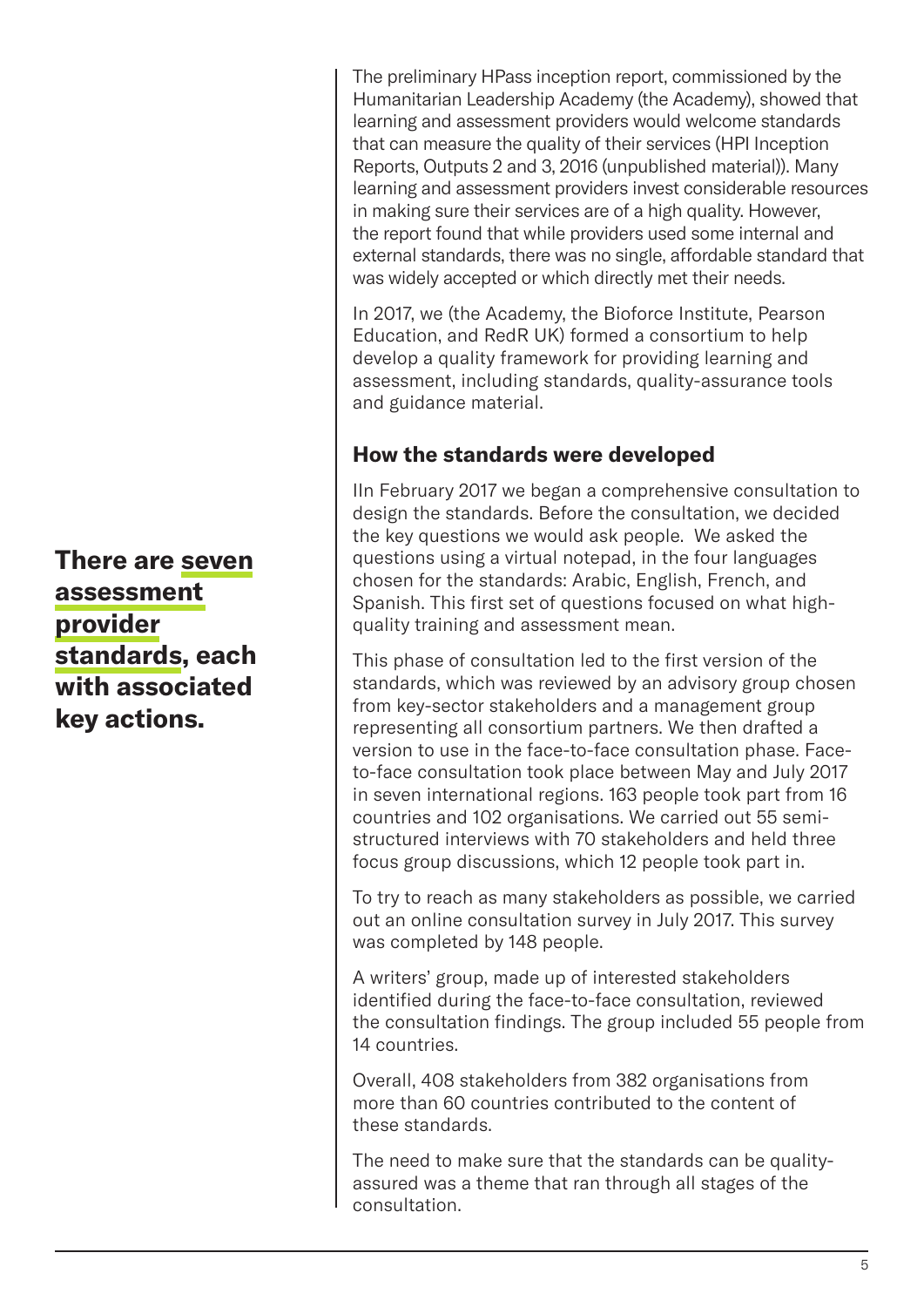**There are seven assessment provider standards, each with associated key actions.**

The preliminary HPass inception report, commissioned by the Humanitarian Leadership Academy (the Academy), showed that learning and assessment providers would welcome standards that can measure the quality of their services (HPI Inception Reports, Outputs 2 and 3, 2016 (unpublished material)). Many learning and assessment providers invest considerable resources in making sure their services are of a high quality. However, the report found that while providers used some internal and external standards, there was no single, affordable standard that was widely accepted or which directly met their needs.

In 2017, we (the Academy, the Bioforce Institute, Pearson Education, and RedR UK) formed a consortium to help develop a quality framework for providing learning and assessment, including standards, quality-assurance tools and guidance material.

## How the standards were developed

IIn February 2017 we began a comprehensive consultation to design the standards. Before the consultation, we decided the key questions we would ask people.  We asked the questions using a virtual notepad, in the four languages chosen for the standards: Arabic, English, French, and Spanish. This first set of questions focused on what high-quality training and assessment mean.

This phase of consultation led to the first version of the standards, which was reviewed by an advisory group chosen from key-sector stakeholders and a management group representing all consortium partners. We then drafted a version to use in the face-to-face consultation phase. Face-to-face consultation took place between May and July 2017 in seven international regions. 163 people took part from 16 countries and 102 organisations. We carried out 55 semi-structured interviews with 70 stakeholders and held three focus group discussions, which 12 people took part in.

To try to reach as many stakeholders as possible, we carried out an online consultation survey in July 2017. This survey was completed by 148 people.

A writers' group, made up of interested stakeholders identified during the face-to-face consultation, reviewed the consultation findings. The group included 55 people from 14 countries.

Overall, 408 stakeholders from 382 organisations from more than 60 countries contributed to the content of these standards.

The need to make sure that the standards can be quality-assured was a theme that ran through all stages of the consultation.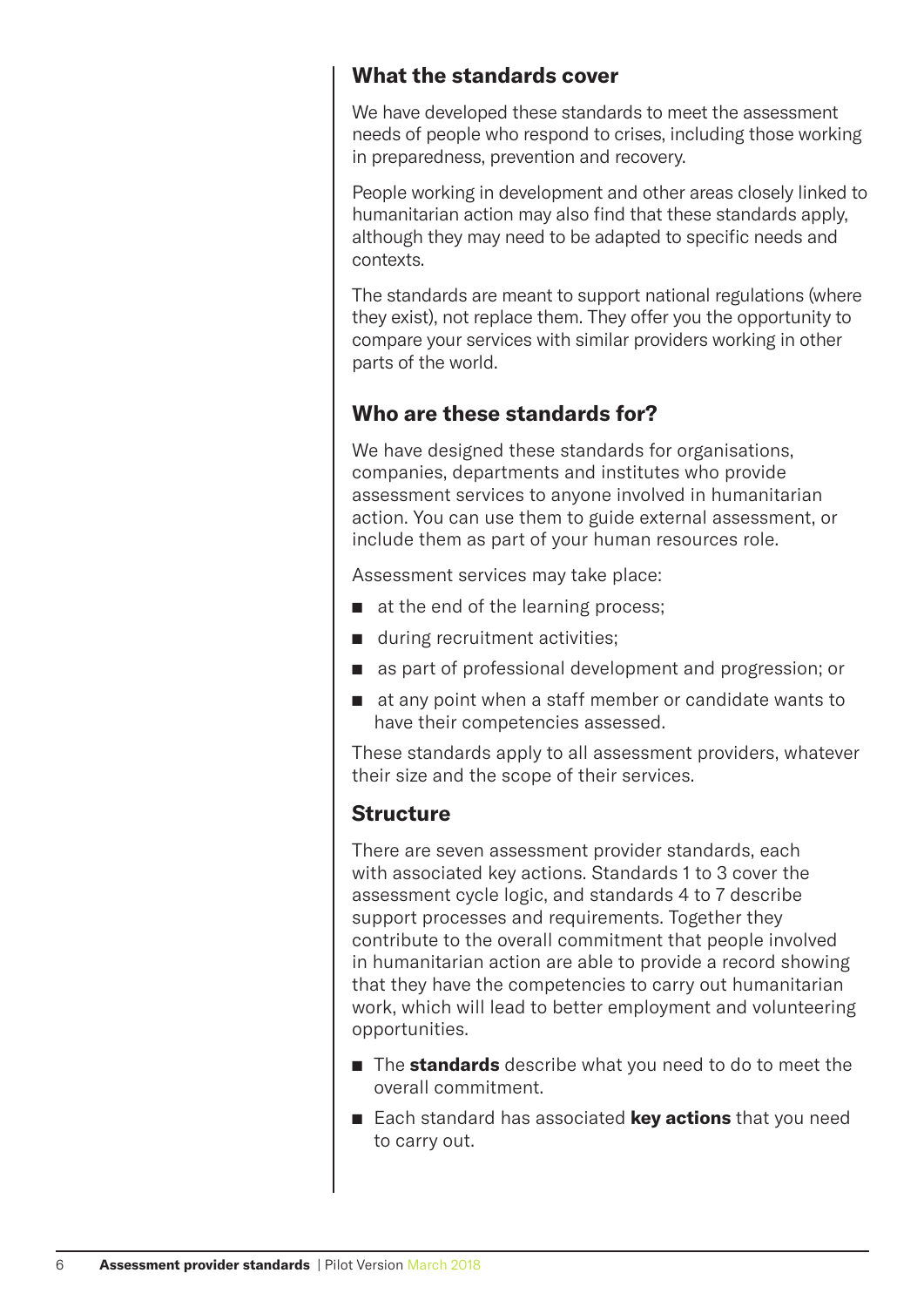## What the standards cover

We have developed these standards to meet the assessment needs of people who respond to crises, including those working in preparedness, prevention and recovery.

People working in development and other areas closely linked to humanitarian action may also find that these standards apply, although they may need to be adapted to specific needs and contexts.

The standards are meant to support national regulations (where they exist), not replace them. They offer you the opportunity to compare your services with similar providers working in other parts of the world.

## Who are these standards for?

We have designed these standards for organisations, companies, departments and institutes who provide assessment services to anyone involved in humanitarian action. You can use them to guide external assessment, or include them as part of your human resources role.

Assessment services may take place:

- at the end of the learning process;
- during recruitment activities;
- as part of professional development and progression; or
- at any point when a staff member or candidate wants to have their competencies assessed.

These standards apply to all assessment providers, whatever their size and the scope of their services.

## Structure

There are seven assessment provider standards, each with associated key actions. Standards 1 to 3 cover the assessment cycle logic, and standards 4 to 7 describe support processes and requirements. Together they contribute to the overall commitment that people involved in humanitarian action are able to provide a record showing that they have the competencies to carry out humanitarian work, which will lead to better employment and volunteering opportunities.

- The **standards** describe what you need to do to meet the overall commitment.
- Each standard has associated **key actions** that you need to carry out.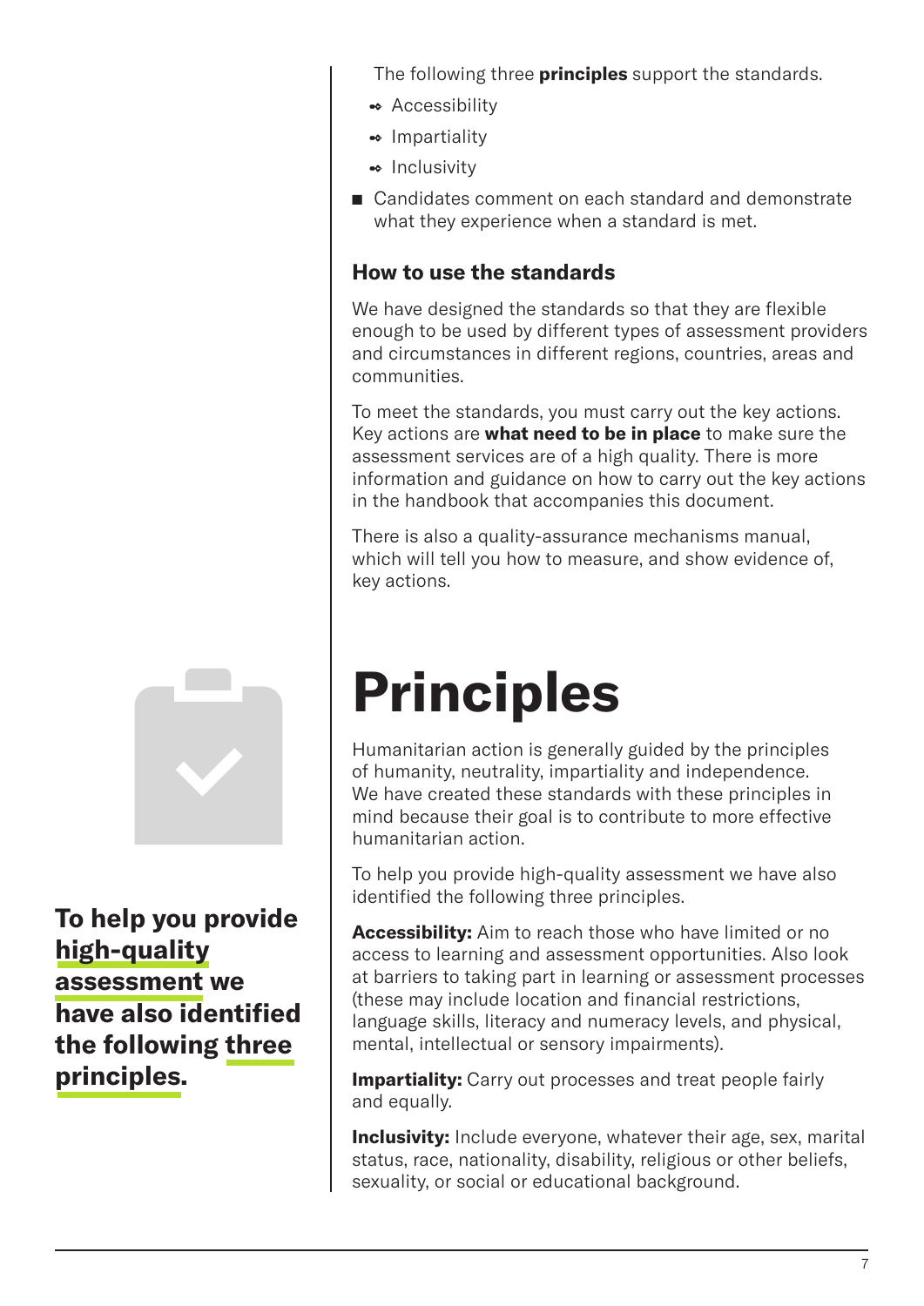The following three **principles** support the standards.

- Accessibility
- Impartiality
- Inclusivity

- Candidates comment on each standard and demonstrate what they experience when a standard is met.

### How to use the standards

We have designed the standards so that they are flexible enough to be used by different types of assessment providers and circumstances in different regions, countries, areas and communities.

To meet the standards, you must carry out the key actions. Key actions are **what need to be in place** to make sure the assessment services are of a high quality. There is more information and guidance on how to carry out the key actions in the handbook that accompanies this document.

There is also a quality-assurance mechanisms manual, which will tell you how to measure, and show evidence of, key actions.

# Principles

**To help you provide high-quality assessment we have also identified the following three principles.**

Humanitarian action is generally guided by the principles of humanity, neutrality, impartiality and independence. We have created these standards with these principles in mind because their goal is to contribute to more effective humanitarian action.

To help you provide high-quality assessment we have also identified the following three principles.

**Accessibility:** Aim to reach those who have limited or no access to learning and assessment opportunities. Also look at barriers to taking part in learning or assessment processes (these may include location and financial restrictions, language skills, literacy and numeracy levels, and physical, mental, intellectual or sensory impairments).

**Impartiality:** Carry out processes and treat people fairly and equally.

**Inclusivity:** Include everyone, whatever their age, sex, marital status, race, nationality, disability, religious or other beliefs, sexuality, or social or educational background.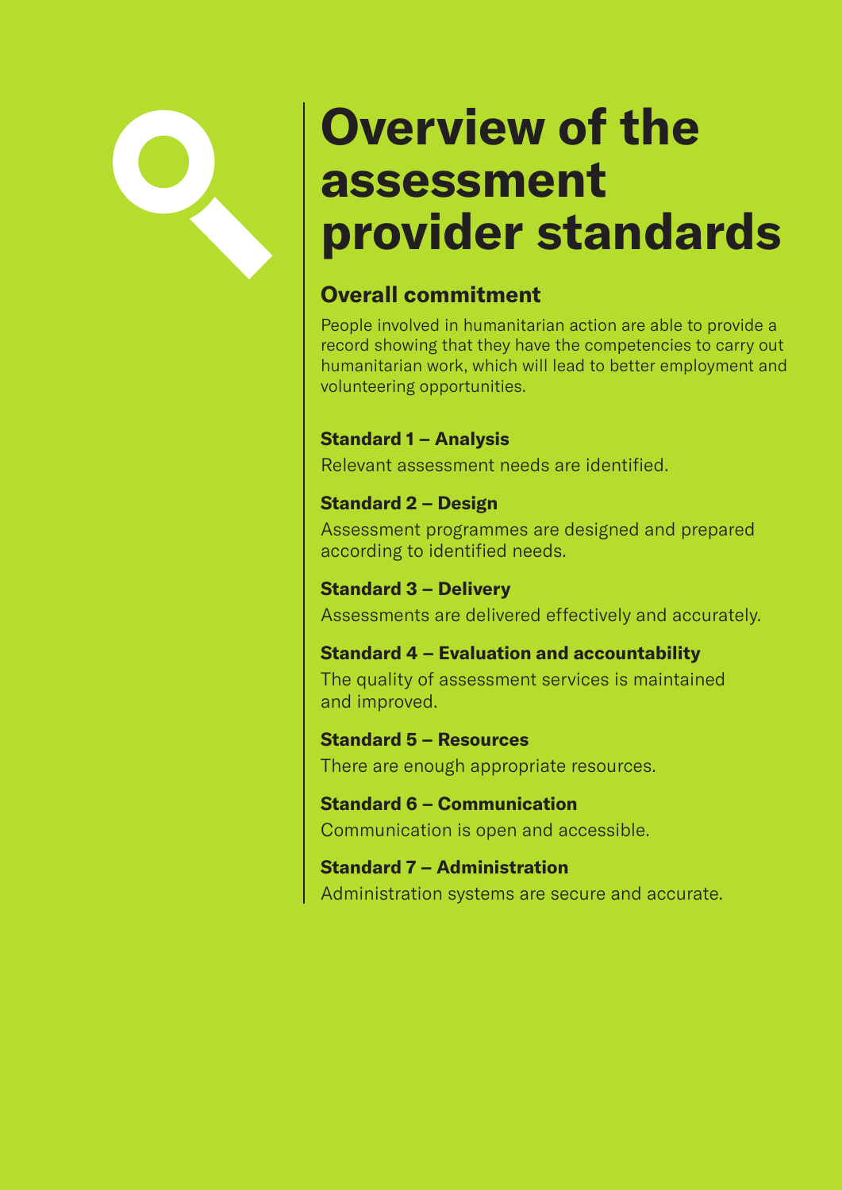# Overview of the assessment provider standards

## Overall commitment

People involved in humanitarian action are able to provide a record showing that they have the competencies to carry out humanitarian work, which will lead to better employment and volunteering opportunities.

**Standard 1 – Analysis**

Relevant assessment needs are identified.

**Standard 2 – Design**

Assessment programmes are designed and prepared according to identified needs.

**Standard 3 – Delivery**

Assessments are delivered effectively and accurately.

**Standard 4 – Evaluation and accountability**

The quality of assessment services is maintained and improved.

**Standard 5 – Resources**

There are enough appropriate resources.

**Standard 6 – Communication**

Communication is open and accessible.

**Standard 7 – Administration**

Administration systems are secure and accurate.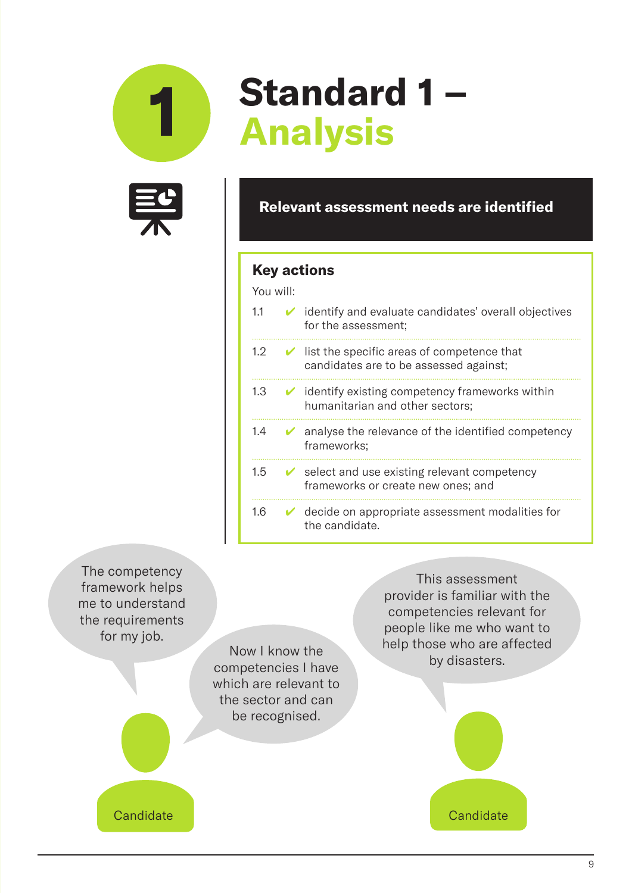# Standard 1 – Analysis

## Relevant assessment needs are identified

### Key actions

You will:

- 1.1 ✔ identify and evaluate candidates' overall objectives for the assessment;
- 1.2 ✔ list the specific areas of competence that candidates are to be assessed against;
- 1.3 ✔ identify existing competency frameworks within humanitarian and other sectors;
- 1.4 ✔ analyse the relevance of the identified competency frameworks;
- 1.5 ✔ select and use existing relevant competency frameworks or create new ones; and
- 1.6 ✔ decide on appropriate assessment modalities for the candidate.

The competency framework helps me to understand the requirements for my job.

Now I know the competencies I have which are relevant to the sector and can be recognised.

Candidate

This assessment provider is familiar with the competencies relevant for people like me who want to help those who are affected by disasters.

Candidate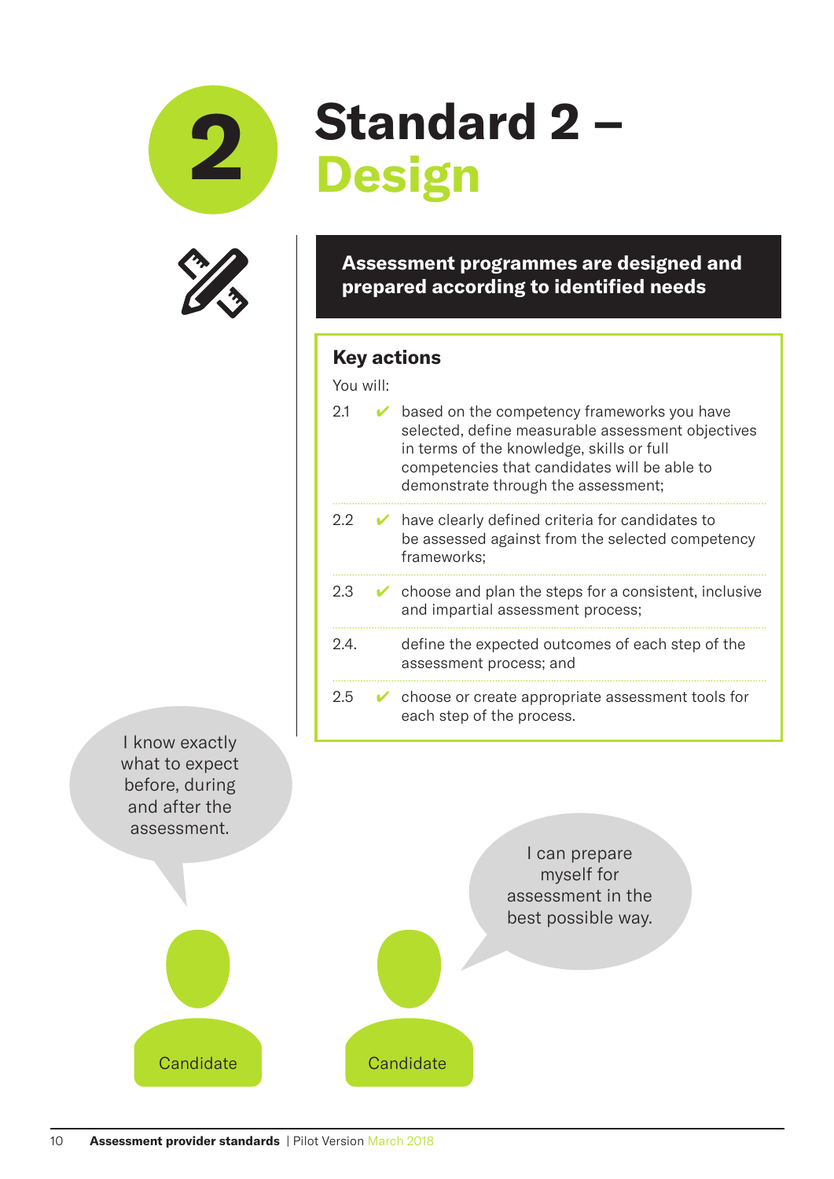# Standard 2 – Design

**Assessment programmes are designed and prepared according to identified needs**

## Key actions

You will:

2.1 ✔ based on the competency frameworks you have selected, define measurable assessment objectives in terms of the knowledge, skills or full competencies that candidates will be able to demonstrate through the assessment;

2.2 ✔ have clearly defined criteria for candidates to be assessed against from the selected competency frameworks;

2.3 ✔ choose and plan the steps for a consistent, inclusive and impartial assessment process;

2.4. define the expected outcomes of each step of the assessment process; and

2.5 ✔ choose or create appropriate assessment tools for each step of the process.

Candidate: "I know exactly what to expect before, during and after the assessment."

Candidate: "I can prepare myself for assessment in the best possible way."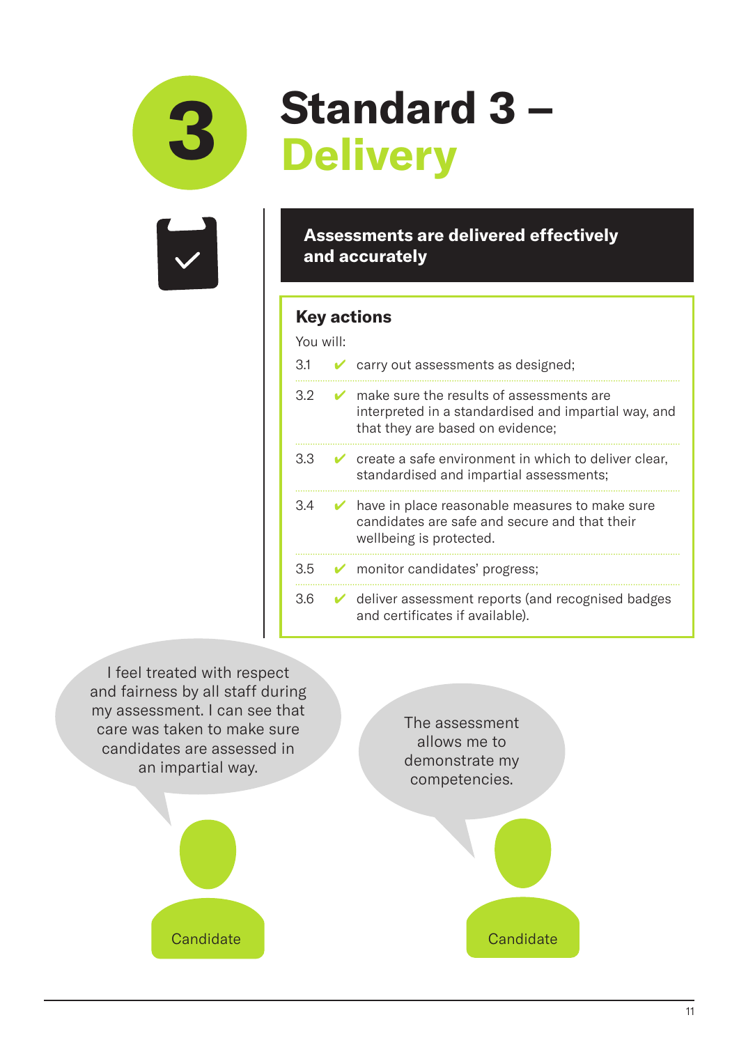# Standard 3 – Delivery

**Assessments are delivered effectively and accurately**

## Key actions

You will:

- 3.1 ✔ carry out assessments as designed;
- 3.2 ✔ make sure the results of assessments are interpreted in a standardised and impartial way, and that they are based on evidence;
- 3.3 ✔ create a safe environment in which to deliver clear, standardised and impartial assessments;
- 3.4 ✔ have in place reasonable measures to make sure candidates are safe and secure and that their wellbeing is protected.
- 3.5 ✔ monitor candidates' progress;
- 3.6 ✔ deliver assessment reports (and recognised badges and certificates if available).

"I feel treated with respect and fairness by all staff during my assessment. I can see that care was taken to make sure candidates are assessed in an impartial way."

Candidate

"The assessment allows me to demonstrate my competencies."

Candidate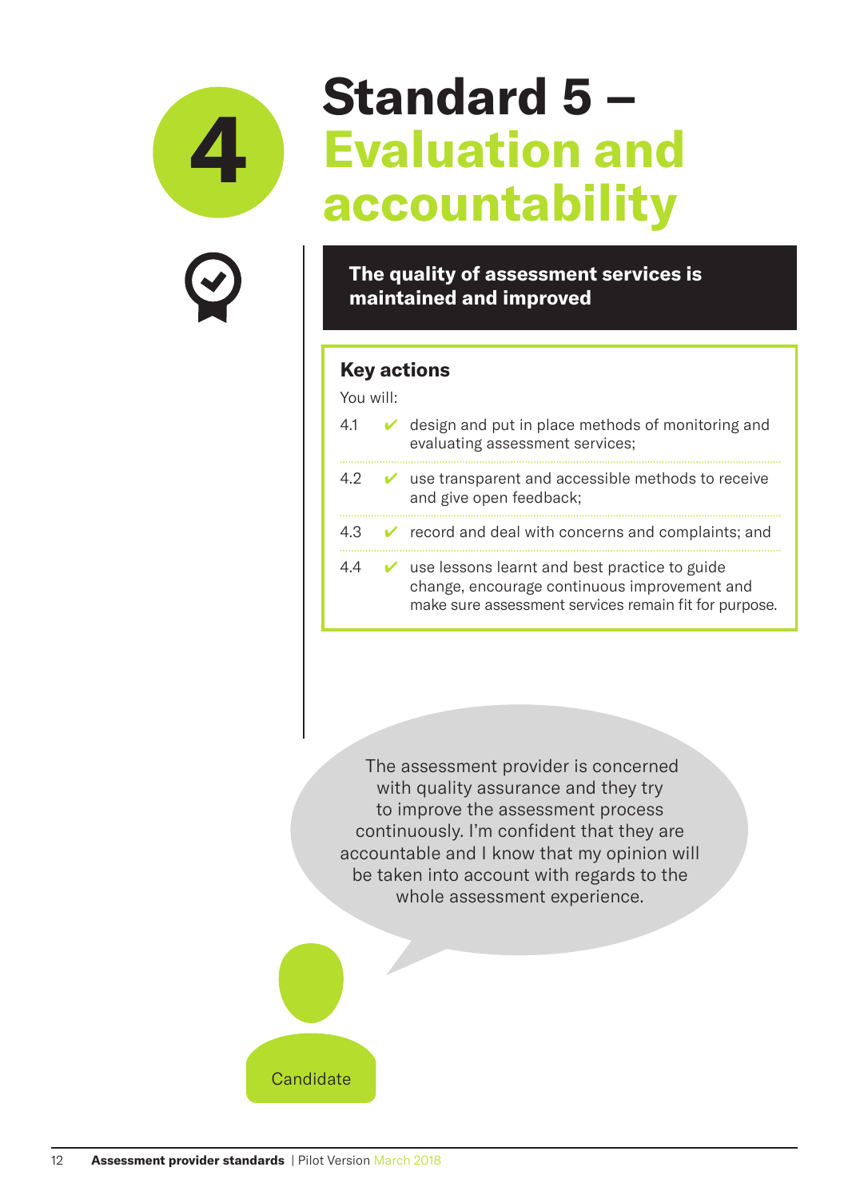4

# Standard 5 – Evaluation and accountability

**The quality of assessment services is maintained and improved**

## Key actions

You will:

4.1 ✔ design and put in place methods of monitoring and evaluating assessment services;

4.2 ✔ use transparent and accessible methods to receive and give open feedback;

4.3 ✔ record and deal with concerns and complaints; and

4.4 ✔ use lessons learnt and best practice to guide change, encourage continuous improvement and make sure assessment services remain fit for purpose.

The assessment provider is concerned with quality assurance and they try to improve the assessment process continuously. I'm confident that they are accountable and I know that my opinion will be taken into account with regards to the whole assessment experience.

Candidate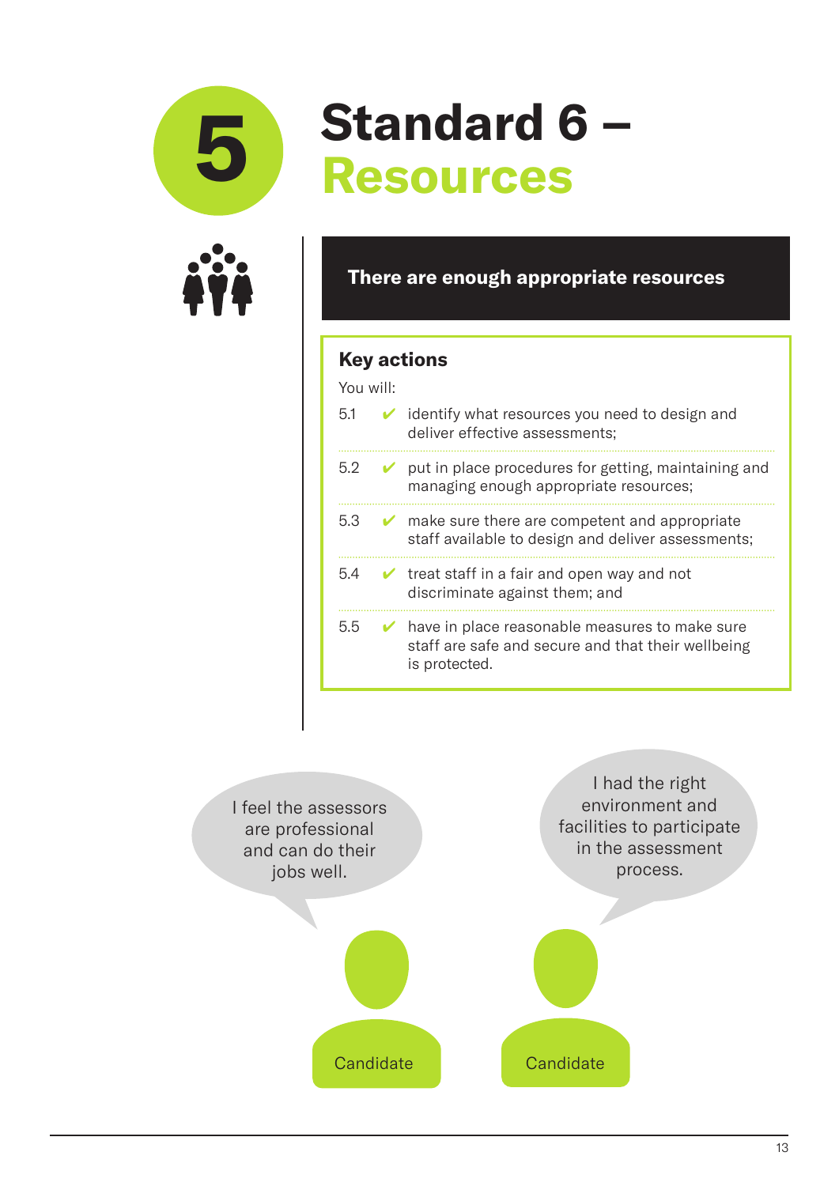# 5 Standard 6 – Resources

**There are enough appropriate resources**

## Key actions

You will:

- 5.1 ✔ identify what resources you need to design and deliver effective assessments;
- 5.2 ✔ put in place procedures for getting, maintaining and managing enough appropriate resources;
- 5.3 ✔ make sure there are competent and appropriate staff available to design and deliver assessments;
- 5.4 ✔ treat staff in a fair and open way and not discriminate against them; and
- 5.5 ✔ have in place reasonable measures to make sure staff are safe and secure and that their wellbeing is protected.

"I feel the assessors are professional and can do their jobs well." – Candidate

"I had the right environment and facilities to participate in the assessment process." – Candidate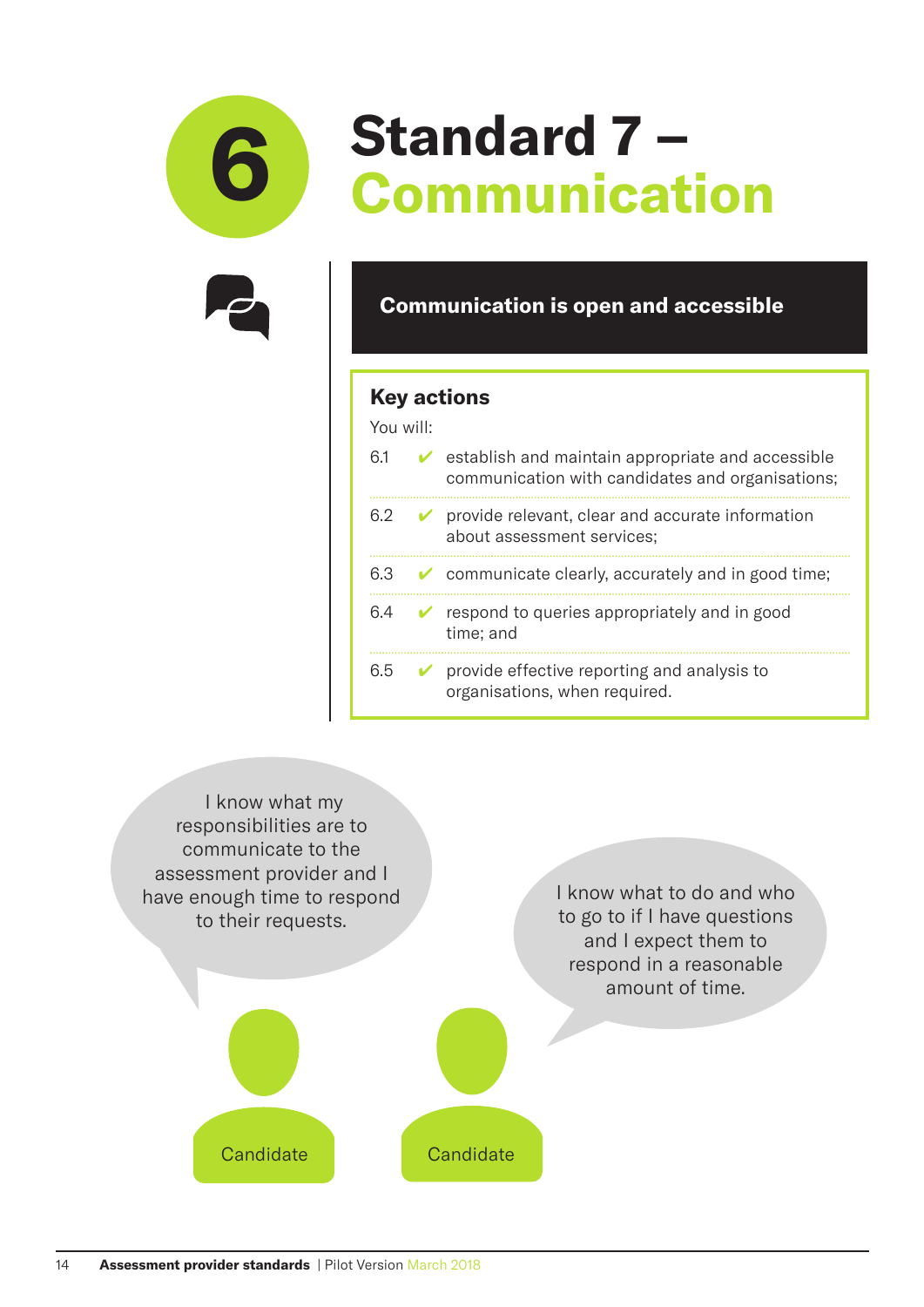# 6 Standard 7 – Communication

**Communication is open and accessible**

### Key actions

You will:

6.1 ✔ establish and maintain appropriate and accessible communication with candidates and organisations;

6.2 ✔ provide relevant, clear and accurate information about assessment services;

6.3 ✔ communicate clearly, accurately and in good time;

6.4 ✔ respond to queries appropriately and in good time; and

6.5 ✔ provide effective reporting and analysis to organisations, when required.

I know what my responsibilities are to communicate to the assessment provider and I have enough time to respond to their requests.

I know what to do and who to go to if I have questions and I expect them to respond in a reasonable amount of time.

Candidate

Candidate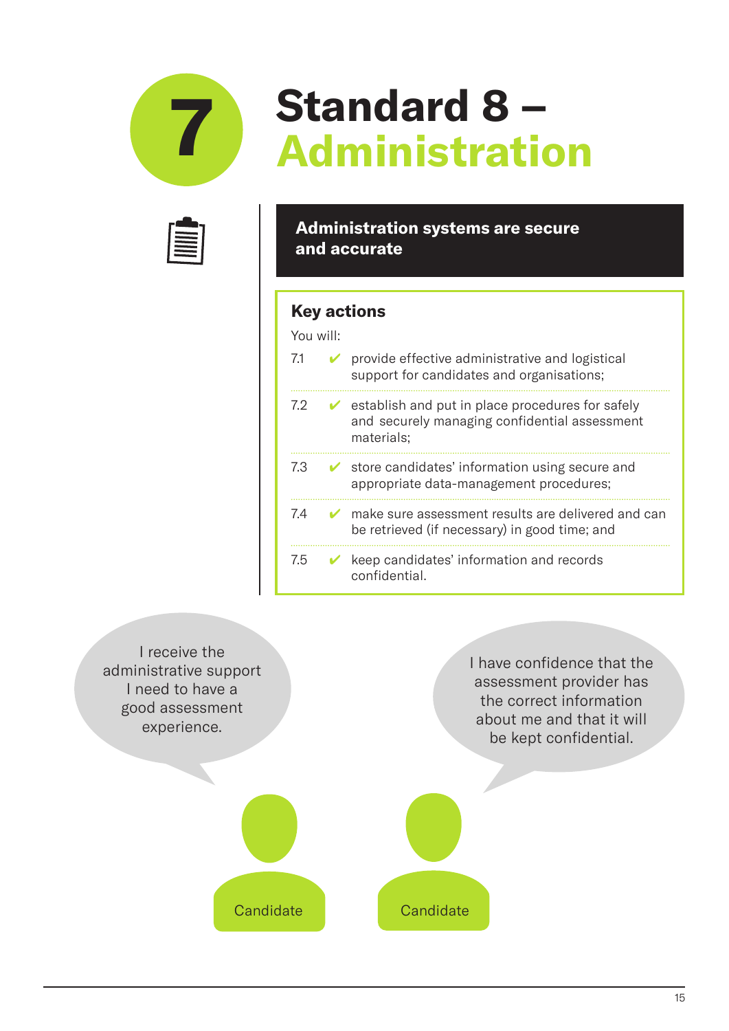# 7 Standard 8 – Administration

**Administration systems are secure and accurate**

## Key actions

You will:

- 7.1 ✔ provide effective administrative and logistical support for candidates and organisations;
- 7.2 ✔ establish and put in place procedures for safely and securely managing confidential assessment materials;
- 7.3 ✔ store candidates' information using secure and appropriate data-management procedures;
- 7.4 ✔ make sure assessment results are delivered and can be retrieved (if necessary) in good time; and
- 7.5 ✔ keep candidates' information and records confidential.

Candidate: "I receive the administrative support I need to have a good assessment experience."

Candidate: "I have confidence that the assessment provider has the correct information about me and that it will be kept confidential."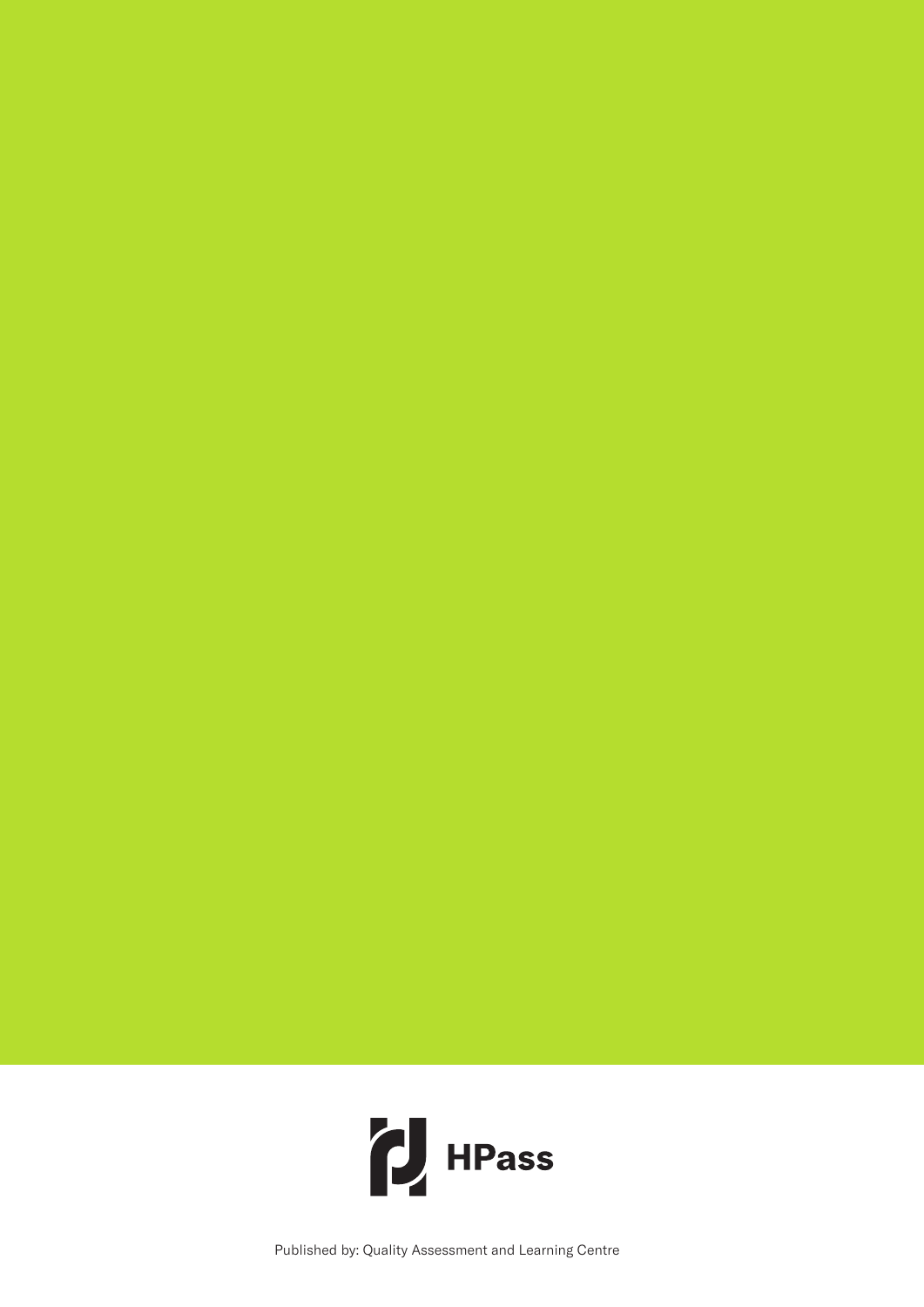HPass

Published by: Quality Assessment and Learning Centre